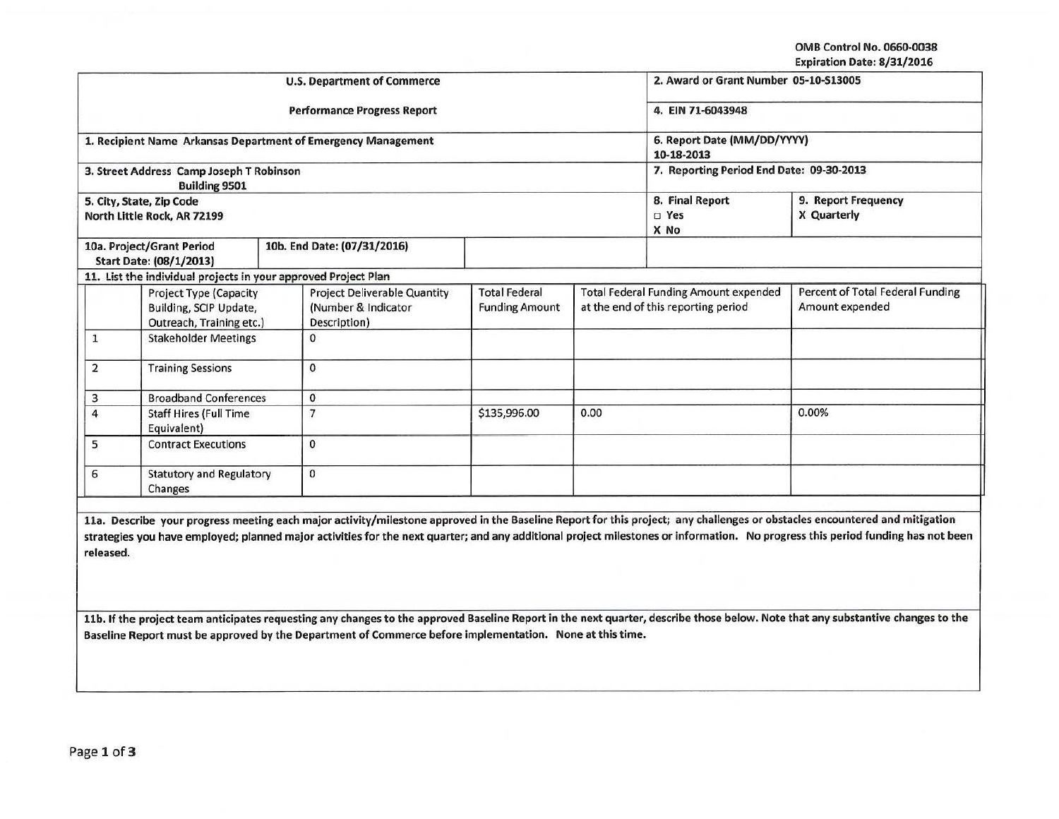OMB Control No. 0660-0038
Expiration Date: 8/31/2016

| U.S. Department of Commerce | 2. Award or Grant Number 05-10-S13005 |
|---|---|
| Performance Progress Report | 4. EIN 71-6043948 |
| 1. Recipient Name Arkansas Department of Emergency Management | 6. Report Date (MM/DD/YYYY) 10-18-2013 |
| 3. Street Address Camp Joseph T Robinson Building 9501 | 7. Reporting Period End Date: 09-30-2013 |
| 5. City, State, Zip Code North Little Rock, AR 72199 | 8. Final Report □ Yes X No / 9. Report Frequency X Quarterly |
| 10a. Project/Grant Period Start Date: (08/1/2013) / 10b. End Date: (07/31/2016) | |

11. List the individual projects in your approved Project Plan

| | Project Type (Capacity Building, SCIP Update, Outreach, Training etc.) | Project Deliverable Quantity (Number & Indicator Description) | Total Federal Funding Amount | Total Federal Funding Amount expended at the end of this reporting period | Percent of Total Federal Funding Amount expended |
|---|---|---|---|---|---|
| 1 | Stakeholder Meetings | 0 | | | |
| 2 | Training Sessions | 0 | | | |
| 3 | Broadband Conferences | 0 | | | |
| 4 | Staff Hires (Full Time Equivalent) | 7 | $135,996.00 | 0.00 | 0.00% |
| 5 | Contract Executions | 0 | | | |
| 6 | Statutory and Regulatory Changes | 0 | | | |

**11a. Describe your progress meeting each major activity/milestone approved in the Baseline Report for this project; any challenges or obstacles encountered and mitigation strategies you have employed; planned major activities for the next quarter; and any additional project milestones or information.** No progress this period funding has not been released.

**11b. If the project team anticipates requesting any changes to the approved Baseline Report in the next quarter, describe those below. Note that any substantive changes to the Baseline Report must be approved by the Department of Commerce before implementation.** None at this time.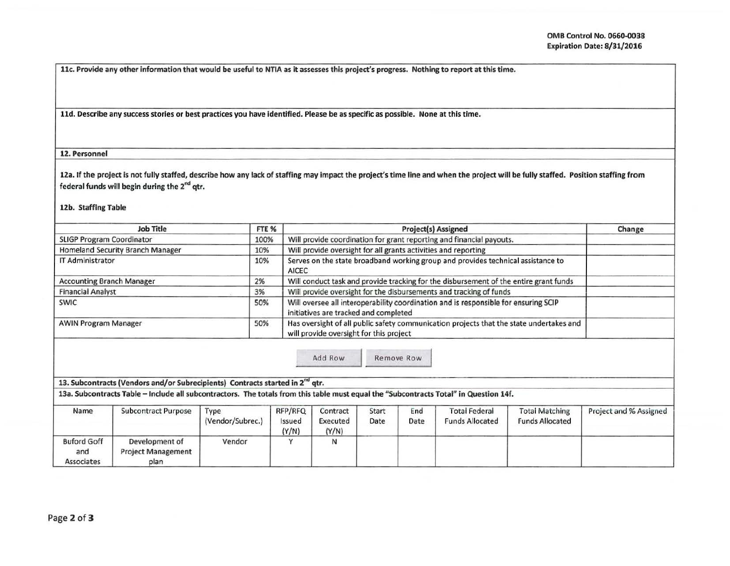**11c. Provide any other information that would be useful to NTIA as it assesses this project's progress. Nothing to report at this time.**

**11d. Describe any success stories or best practices you have identified. Please be as specific as possible. None at this time.**

## 12. Personnel

**12a. If the project is not fully staffed, describe how any lack of staffing may impact the project's time line and when the project will be fully staffed. Position staffing from federal funds will begin during the 2nd qtr.**

**12b. Staffing Table**

| Job Title | FTE % | Project(s) Assigned | Change |
|---|---|---|---|
| SLIGP Program Coordinator | 100% | Will provide coordination for grant reporting and financial payouts. | |
| Homeland Security Branch Manager | 10% | Will provide oversight for all grants activities and reporting | |
| IT Administrator | 10% | Serves on the state broadband working group and provides technical assistance to AICEC | |
| Accounting Branch Manager | 2% | Will conduct task and provide tracking for the disbursement of the entire grant funds | |
| Financial Analyst | 3% | Will provide oversight for the disbursements and tracking of funds | |
| SWIC | 50% | Will oversee all interoperability coordination and is responsible for ensuring SCIP initiatives are tracked and completed | |
| AWIN Program Manager | 50% | Has oversight of all public safety communication projects that the state undertakes and will provide oversight for this project | |

## 13. Subcontracts (Vendors and/or Subrecipients) Contracts started in 2nd qtr.

**13a. Subcontracts Table – Include all subcontractors. The totals from this table must equal the "Subcontracts Total" in Question 14f.**

| Name | Subcontract Purpose | Type (Vendor/Subrec.) | RFP/RFQ Issued (Y/N) | Contract Executed (Y/N) | Start Date | End Date | Total Federal Funds Allocated | Total Matching Funds Allocated | Project and % Assigned |
|---|---|---|---|---|---|---|---|---|---|
| Buford Goff and Associates | Development of Project Management plan | Vendor | Y | N | | | | | |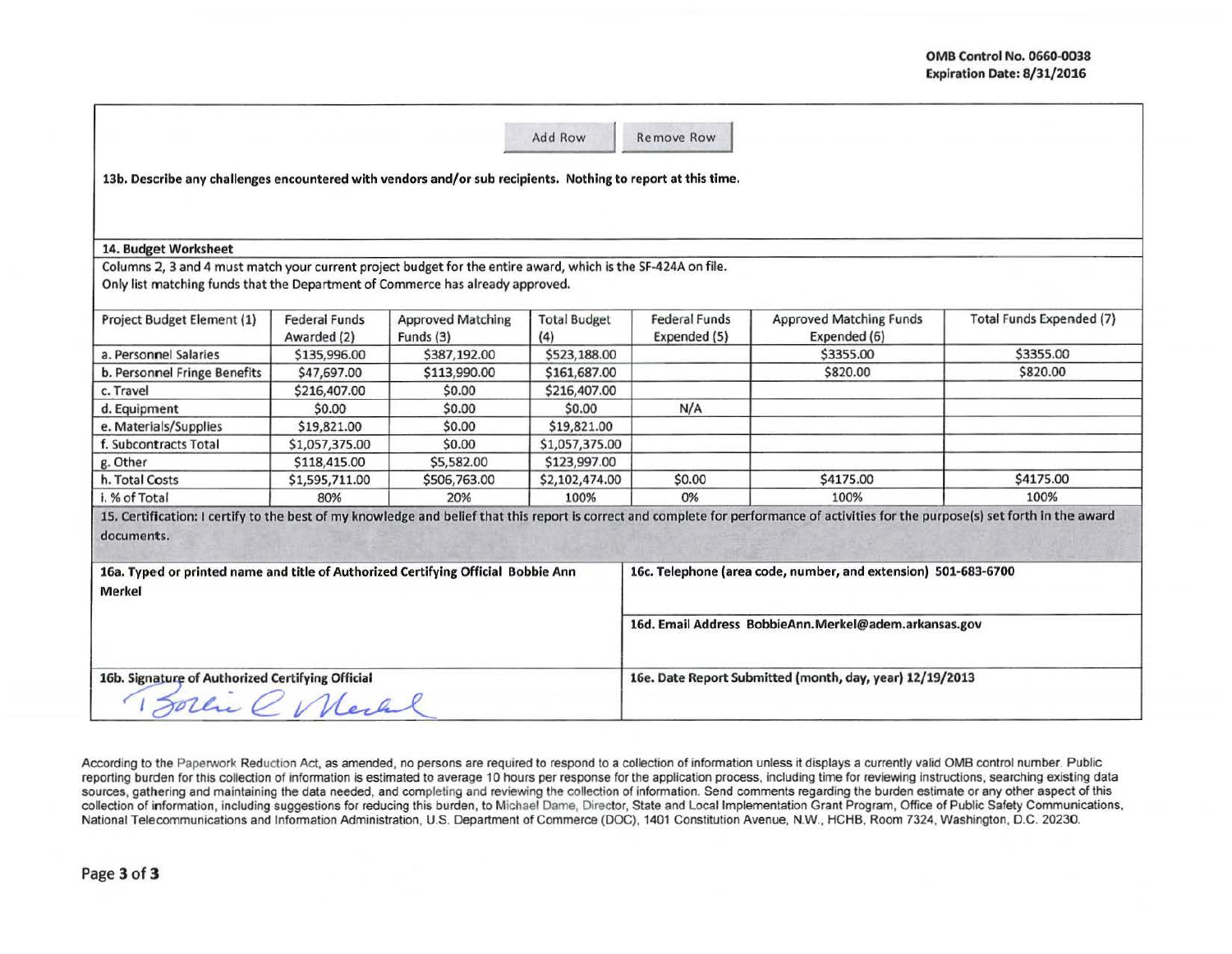**OMB Control No. 0660-0038**
**Expiration Date: 8/31/2016**

Add Row Remove Row

**13b. Describe any challenges encountered with vendors and/or sub recipients. Nothing to report at this time.**

**14. Budget Worksheet**

Columns 2, 3 and 4 must match your current project budget for the entire award, which is the SF-424A on file.
Only list matching funds that the Department of Commerce has already approved.

| Project Budget Element (1) | Federal Funds Awarded (2) | Approved Matching Funds (3) | Total Budget (4) | Federal Funds Expended (5) | Approved Matching Funds Expended (6) | Total Funds Expended (7) |
|---|---|---|---|---|---|---|
| a. Personnel Salaries | $135,996.00 | $387,192.00 | $523,188.00 | | $3355.00 | $3355.00 |
| b. Personnel Fringe Benefits | $47,697.00 | $113,990.00 | $161,687.00 | | $820.00 | $820.00 |
| c. Travel | $216,407.00 | $0.00 | $216,407.00 | | | |
| d. Equipment | $0.00 | $0.00 | $0.00 | N/A | | |
| e. Materials/Supplies | $19,821.00 | $0.00 | $19,821.00 | | | |
| f. Subcontracts Total | $1,057,375.00 | $0.00 | $1,057,375.00 | | | |
| g. Other | $118,415.00 | $5,582.00 | $123,997.00 | | | |
| h. Total Costs | $1,595,711.00 | $506,763.00 | $2,102,474.00 | $0.00 | $4175.00 | $4175.00 |
| i. % of Total | 80% | 20% | 100% | 0% | 100% | 100% |

**15. Certification: I certify to the best of my knowledge and belief that this report is correct and complete for performance of activities for the purpose(s) set forth in the award documents.**

**16a. Typed or printed name and title of Authorized Certifying Official** Bobbie Ann Merkel

**16b. Signature of Authorized Certifying Official**
Bobbie C Merkel

**16c. Telephone (area code, number, and extension)** 501-683-6700

**16d. Email Address** BobbieAnn.Merkel@adem.arkansas.gov

**16e. Date Report Submitted (month, day, year)** 12/19/2013

According to the Paperwork Reduction Act, as amended, no persons are required to respond to a collection of information unless it displays a currently valid OMB control number. Public reporting burden for this collection of information is estimated to average 10 hours per response for the application process, including time for reviewing instructions, searching existing data sources, gathering and maintaining the data needed, and completing and reviewing the collection of information. Send comments regarding the burden estimate or any other aspect of this collection of information, including suggestions for reducing this burden, to Michael Dame, Director, State and Local Implementation Grant Program, Office of Public Safety Communications, National Telecommunications and Information Administration, U.S. Department of Commerce (DOC), 1401 Constitution Avenue, N.W., HCHB, Room 7324, Washington, D.C. 20230.